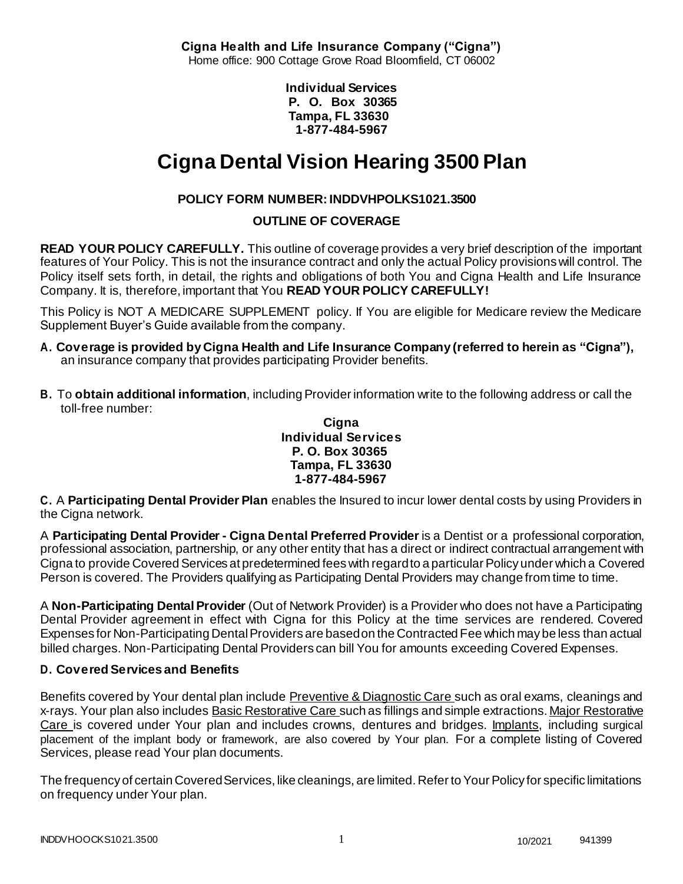**Cigna Health and Life Insurance Company ("Cigna")**
Home office: 900 Cottage Grove Road Bloomfield, CT 06002

**Individual Services**
**P. O. Box 30365**
**Tampa, FL 33630**
**1-877-484-5967**

# Cigna Dental Vision Hearing 3500 Plan

**POLICY FORM NUMBER: INDDVHPOLKS1021.3500**

**OUTLINE OF COVERAGE**

**READ YOUR POLICY CAREFULLY.** This outline of coverage provides a very brief description of the important features of Your Policy. This is not the insurance contract and only the actual Policy provisions will control. The Policy itself sets forth, in detail, the rights and obligations of both You and Cigna Health and Life Insurance Company. It is, therefore, important that You **READ YOUR POLICY CAREFULLY!**

This Policy is NOT A MEDICARE SUPPLEMENT policy. If You are eligible for Medicare review the Medicare Supplement Buyer's Guide available from the company.

**A. Coverage is provided by Cigna Health and Life Insurance Company (referred to herein as "Cigna"),** an insurance company that provides participating Provider benefits.

**B.** To **obtain additional information**, including Provider information write to the following address or call the toll-free number:

**Cigna**
**Individual Services**
**P. O. Box 30365**
**Tampa, FL 33630**
**1-877-484-5967**

**C.** A **Participating Dental Provider Plan** enables the Insured to incur lower dental costs by using Providers in the Cigna network.

A **Participating Dental Provider - Cigna Dental Preferred Provider** is a Dentist or a professional corporation, professional association, partnership, or any other entity that has a direct or indirect contractual arrangement with Cigna to provide Covered Services at predetermined fees with regard to a particular Policy under which a Covered Person is covered. The Providers qualifying as Participating Dental Providers may change from time to time.

A **Non-Participating Dental Provider** (Out of Network Provider) is a Provider who does not have a Participating Dental Provider agreement in effect with Cigna for this Policy at the time services are rendered. Covered Expenses for Non-Participating Dental Providers are based on the Contracted Fee which may be less than actual billed charges. Non-Participating Dental Providers can bill You for amounts exceeding Covered Expenses.

**D. Covered Services and Benefits**

Benefits covered by Your dental plan include Preventive & Diagnostic Care such as oral exams, cleanings and x-rays. Your plan also includes Basic Restorative Care such as fillings and simple extractions. Major Restorative Care is covered under Your plan and includes crowns, dentures and bridges. Implants, including surgical placement of the implant body or framework, are also covered by Your plan. For a complete listing of Covered Services, please read Your plan documents.

The frequency of certain Covered Services, like cleanings, are limited. Refer to Your Policy for specific limitations on frequency under Your plan.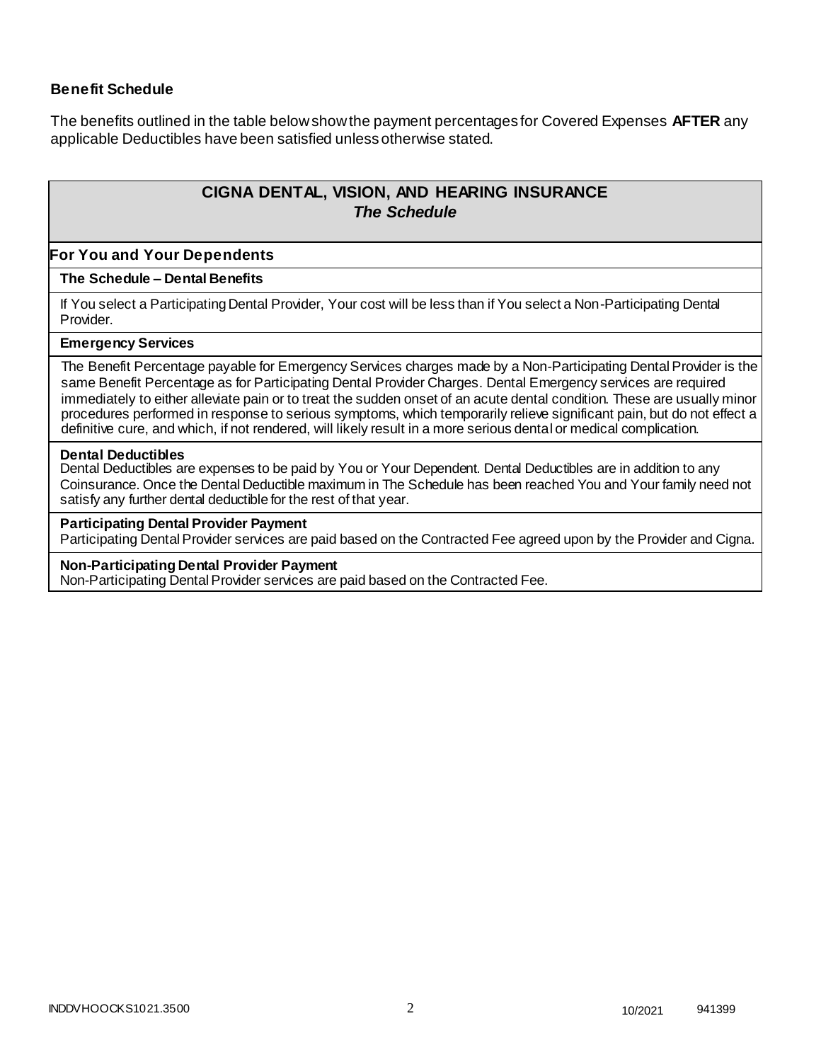**Benefit Schedule**

The benefits outlined in the table below show the payment percentages for Covered Expenses **AFTER** any applicable Deductibles have been satisfied unless otherwise stated.

## CIGNA DENTAL, VISION, AND HEARING INSURANCE
### *The Schedule*

**For You and Your Dependents**

**The Schedule – Dental Benefits**

If You select a Participating Dental Provider, Your cost will be less than if You select a Non-Participating Dental Provider.

**Emergency Services**

The Benefit Percentage payable for Emergency Services charges made by a Non-Participating Dental Provider is the same Benefit Percentage as for Participating Dental Provider Charges. Dental Emergency services are required immediately to either alleviate pain or to treat the sudden onset of an acute dental condition. These are usually minor procedures performed in response to serious symptoms, which temporarily relieve significant pain, but do not effect a definitive cure, and which, if not rendered, will likely result in a more serious dental or medical complication.

**Dental Deductibles**

Dental Deductibles are expenses to be paid by You or Your Dependent. Dental Deductibles are in addition to any Coinsurance. Once the Dental Deductible maximum in The Schedule has been reached You and Your family need not satisfy any further dental deductible for the rest of that year.

**Participating Dental Provider Payment**

Participating Dental Provider services are paid based on the Contracted Fee agreed upon by the Provider and Cigna.

**Non-Participating Dental Provider Payment**

Non-Participating Dental Provider services are paid based on the Contracted Fee.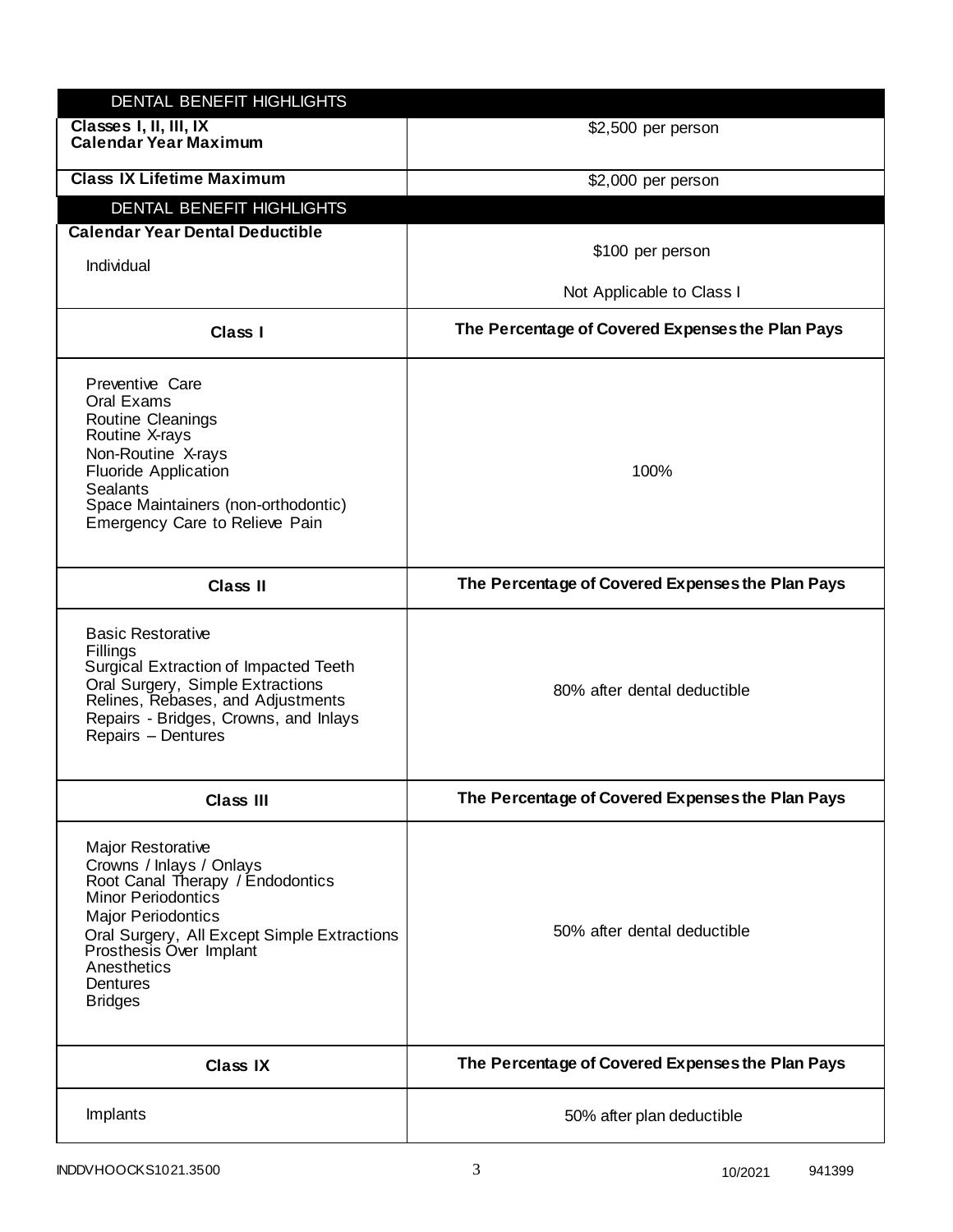| DENTAL BENEFIT HIGHLIGHTS | |
|---|---|
| **Classes I, II, III, IX Calendar Year Maximum** | $2,500 per person |
| **Class IX Lifetime Maximum** | $2,000 per person |

| DENTAL BENEFIT HIGHLIGHTS | |
|---|---|
| **Calendar Year Dental Deductible**<br>Individual | $100 per person<br><br>Not Applicable to Class I |
| **Class I** | **The Percentage of Covered Expenses the Plan Pays** |
| Preventive Care<br>Oral Exams<br>Routine Cleanings<br>Routine X-rays<br>Non-Routine X-rays<br>Fluoride Application<br>Sealants<br>Space Maintainers (non-orthodontic)<br>Emergency Care to Relieve Pain | 100% |
| **Class II** | **The Percentage of Covered Expenses the Plan Pays** |
| Basic Restorative<br>Fillings<br>Surgical Extraction of Impacted Teeth<br>Oral Surgery, Simple Extractions<br>Relines, Rebases, and Adjustments<br>Repairs - Bridges, Crowns, and Inlays<br>Repairs – Dentures | 80% after dental deductible |
| **Class III** | **The Percentage of Covered Expenses the Plan Pays** |
| Major Restorative<br>Crowns / Inlays / Onlays<br>Root Canal Therapy / Endodontics<br>Minor Periodontics<br>Major Periodontics<br>Oral Surgery, All Except Simple Extractions<br>Prosthesis Over Implant<br>Anesthetics<br>Dentures<br>Bridges | 50% after dental deductible |
| **Class IX** | **The Percentage of Covered Expenses the Plan Pays** |
| Implants | 50% after plan deductible |

INDDVHOOCKS1021.3500 10/2021 941399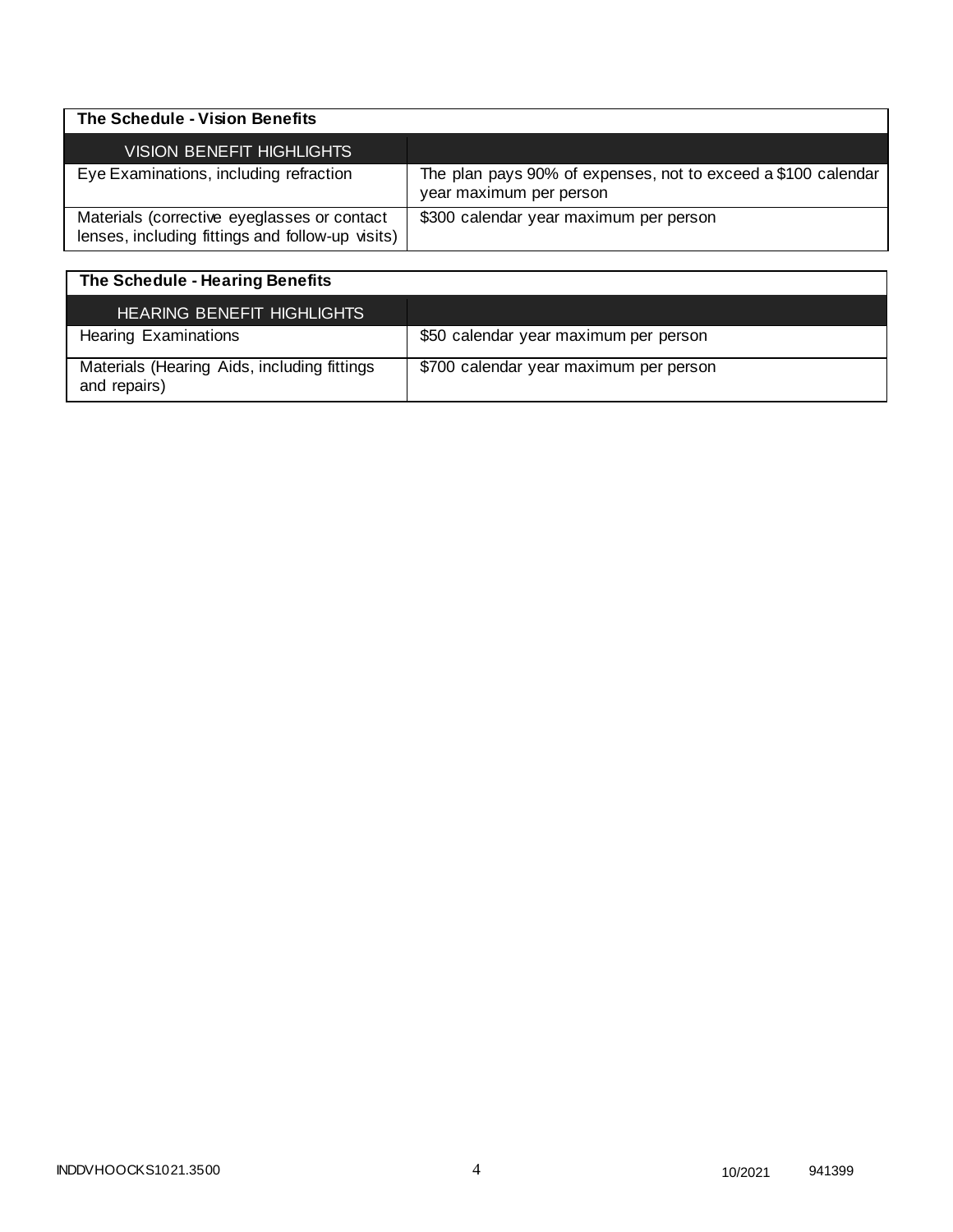| The Schedule - Vision Benefits | |
|---|---|
| VISION BENEFIT HIGHLIGHTS | |
| Eye Examinations, including refraction | The plan pays 90% of expenses, not to exceed a $100 calendar year maximum per person |
| Materials (corrective eyeglasses or contact lenses, including fittings and follow-up visits) | $300 calendar year maximum per person |

| The Schedule - Hearing Benefits | |
|---|---|
| HEARING BENEFIT HIGHLIGHTS | |
| Hearing Examinations | $50 calendar year maximum per person |
| Materials (Hearing Aids, including fittings and repairs) | $700 calendar year maximum per person |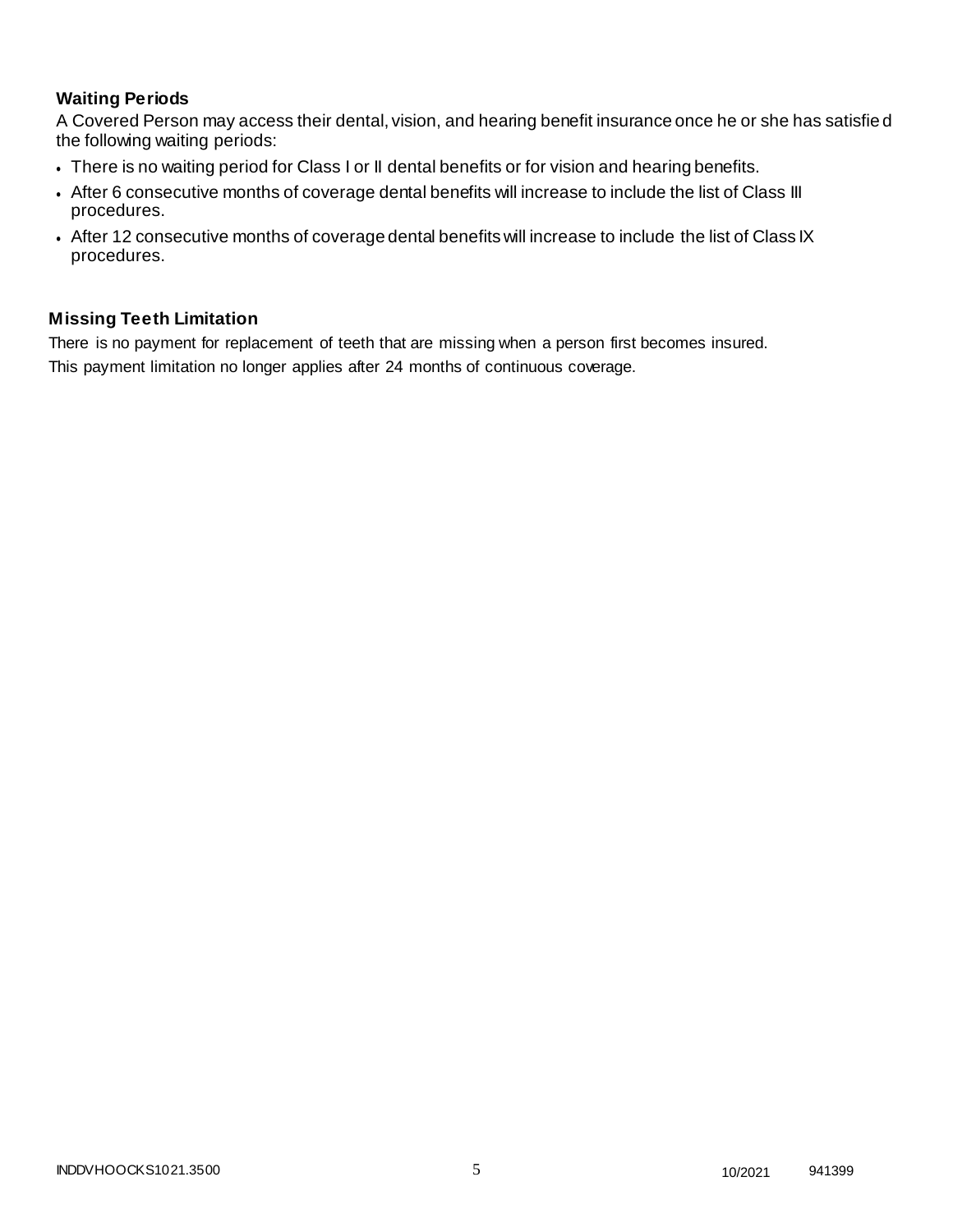### Waiting Periods

A Covered Person may access their dental, vision, and hearing benefit insurance once he or she has satisfied the following waiting periods:

- There is no waiting period for Class I or II dental benefits or for vision and hearing benefits.
- After 6 consecutive months of coverage dental benefits will increase to include the list of Class III procedures.
- After 12 consecutive months of coverage dental benefits will increase to include the list of Class IX procedures.

### Missing Teeth Limitation

There is no payment for replacement of teeth that are missing when a person first becomes insured.

This payment limitation no longer applies after 24 months of continuous coverage.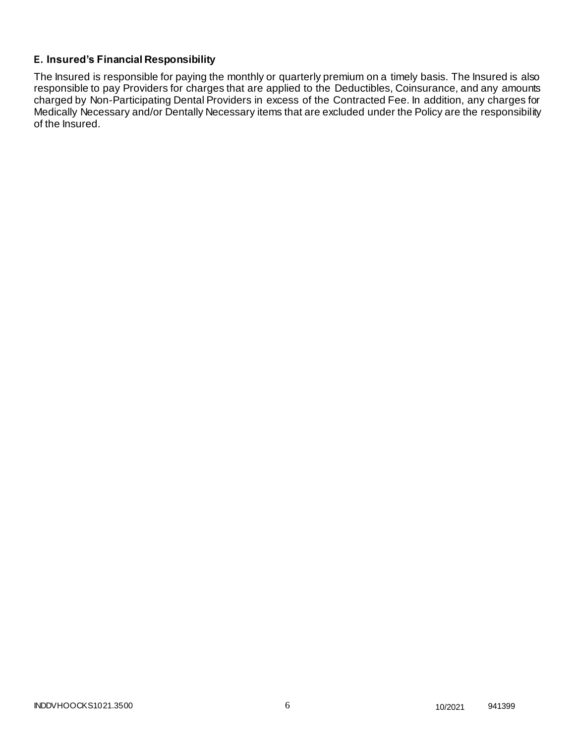### E. Insured's Financial Responsibility

The Insured is responsible for paying the monthly or quarterly premium on a timely basis. The Insured is also responsible to pay Providers for charges that are applied to the Deductibles, Coinsurance, and any amounts charged by Non-Participating Dental Providers in excess of the Contracted Fee. In addition, any charges for Medically Necessary and/or Dentally Necessary items that are excluded under the Policy are the responsibility of the Insured.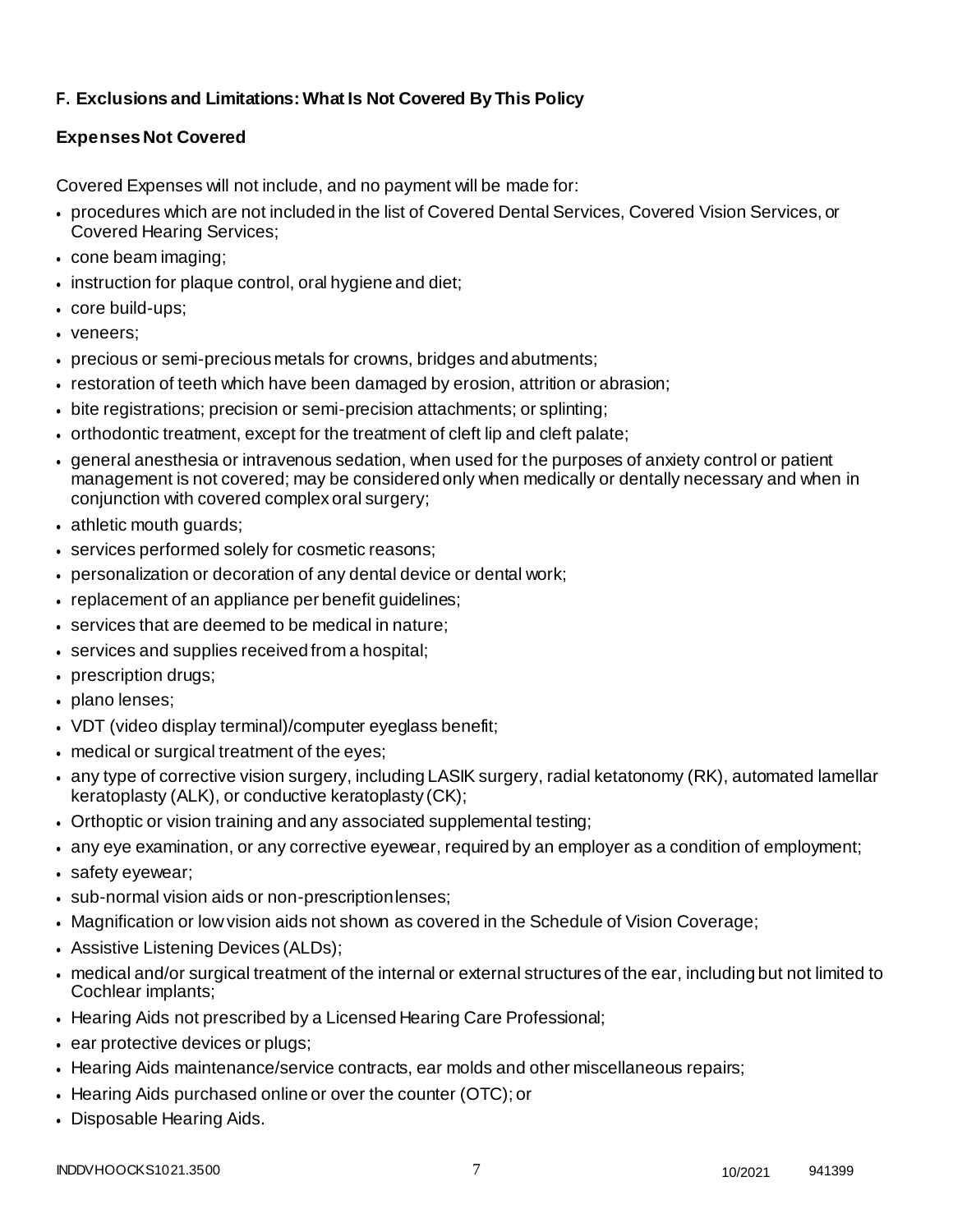### F. Exclusions and Limitations: What Is Not Covered By This Policy

#### Expenses Not Covered

Covered Expenses will not include, and no payment will be made for:

- procedures which are not included in the list of Covered Dental Services, Covered Vision Services, or Covered Hearing Services;
- cone beam imaging;
- instruction for plaque control, oral hygiene and diet;
- core build-ups;
- veneers;
- precious or semi-precious metals for crowns, bridges and abutments;
- restoration of teeth which have been damaged by erosion, attrition or abrasion;
- bite registrations; precision or semi-precision attachments; or splinting;
- orthodontic treatment, except for the treatment of cleft lip and cleft palate;
- general anesthesia or intravenous sedation, when used for the purposes of anxiety control or patient management is not covered; may be considered only when medically or dentally necessary and when in conjunction with covered complex oral surgery;
- athletic mouth guards;
- services performed solely for cosmetic reasons;
- personalization or decoration of any dental device or dental work;
- replacement of an appliance per benefit guidelines;
- services that are deemed to be medical in nature;
- services and supplies received from a hospital;
- prescription drugs;
- plano lenses;
- VDT (video display terminal)/computer eyeglass benefit;
- medical or surgical treatment of the eyes;
- any type of corrective vision surgery, including LASIK surgery, radial ketatonomy (RK), automated lamellar keratoplasty (ALK), or conductive keratoplasty (CK);
- Orthoptic or vision training and any associated supplemental testing;
- any eye examination, or any corrective eyewear, required by an employer as a condition of employment;
- safety eyewear;
- sub-normal vision aids or non-prescription lenses;
- Magnification or low vision aids not shown as covered in the Schedule of Vision Coverage;
- Assistive Listening Devices (ALDs);
- medical and/or surgical treatment of the internal or external structures of the ear, including but not limited to Cochlear implants;
- Hearing Aids not prescribed by a Licensed Hearing Care Professional;
- ear protective devices or plugs;
- Hearing Aids maintenance/service contracts, ear molds and other miscellaneous repairs;
- Hearing Aids purchased online or over the counter (OTC); or
- Disposable Hearing Aids.

INDDVHOOCKS1021.3500 10/2021 941399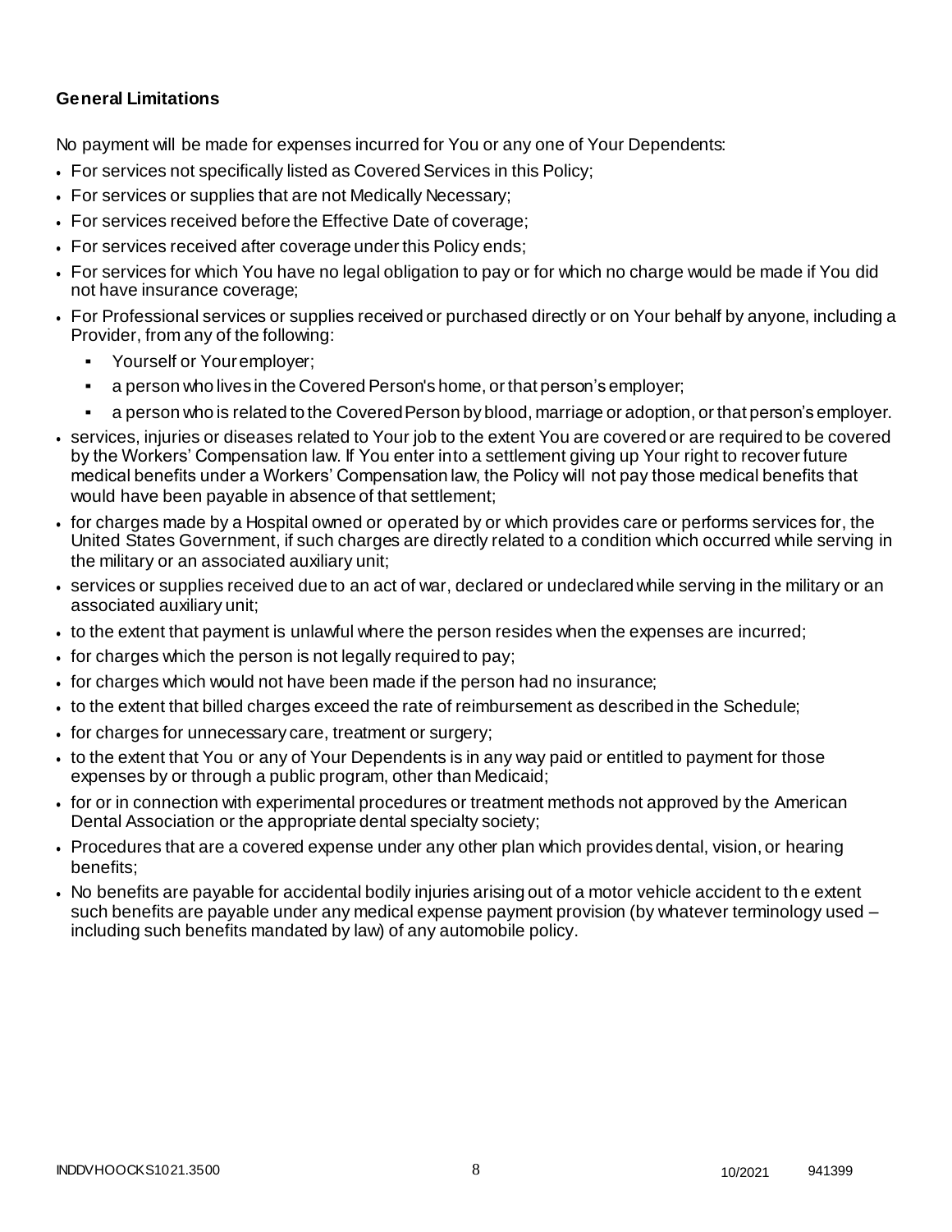### General Limitations

No payment will be made for expenses incurred for You or any one of Your Dependents:

- For services not specifically listed as Covered Services in this Policy;
- For services or supplies that are not Medically Necessary;
- For services received before the Effective Date of coverage;
- For services received after coverage under this Policy ends;
- For services for which You have no legal obligation to pay or for which no charge would be made if You did not have insurance coverage;
- For Professional services or supplies received or purchased directly or on Your behalf by anyone, including a Provider, from any of the following:
  - Yourself or Your employer;
  - a person who lives in the Covered Person's home, or that person's employer;
  - a person who is related to the Covered Person by blood, marriage or adoption, or that person's employer.
- services, injuries or diseases related to Your job to the extent You are covered or are required to be covered by the Workers' Compensation law. If You enter into a settlement giving up Your right to recover future medical benefits under a Workers' Compensation law, the Policy will not pay those medical benefits that would have been payable in absence of that settlement;
- for charges made by a Hospital owned or operated by or which provides care or performs services for, the United States Government, if such charges are directly related to a condition which occurred while serving in the military or an associated auxiliary unit;
- services or supplies received due to an act of war, declared or undeclared while serving in the military or an associated auxiliary unit;
- to the extent that payment is unlawful where the person resides when the expenses are incurred;
- for charges which the person is not legally required to pay;
- for charges which would not have been made if the person had no insurance;
- to the extent that billed charges exceed the rate of reimbursement as described in the Schedule;
- for charges for unnecessary care, treatment or surgery;
- to the extent that You or any of Your Dependents is in any way paid or entitled to payment for those expenses by or through a public program, other than Medicaid;
- for or in connection with experimental procedures or treatment methods not approved by the American Dental Association or the appropriate dental specialty society;
- Procedures that are a covered expense under any other plan which provides dental, vision, or hearing benefits;
- No benefits are payable for accidental bodily injuries arising out of a motor vehicle accident to the extent such benefits are payable under any medical expense payment provision (by whatever terminology used – including such benefits mandated by law) of any automobile policy.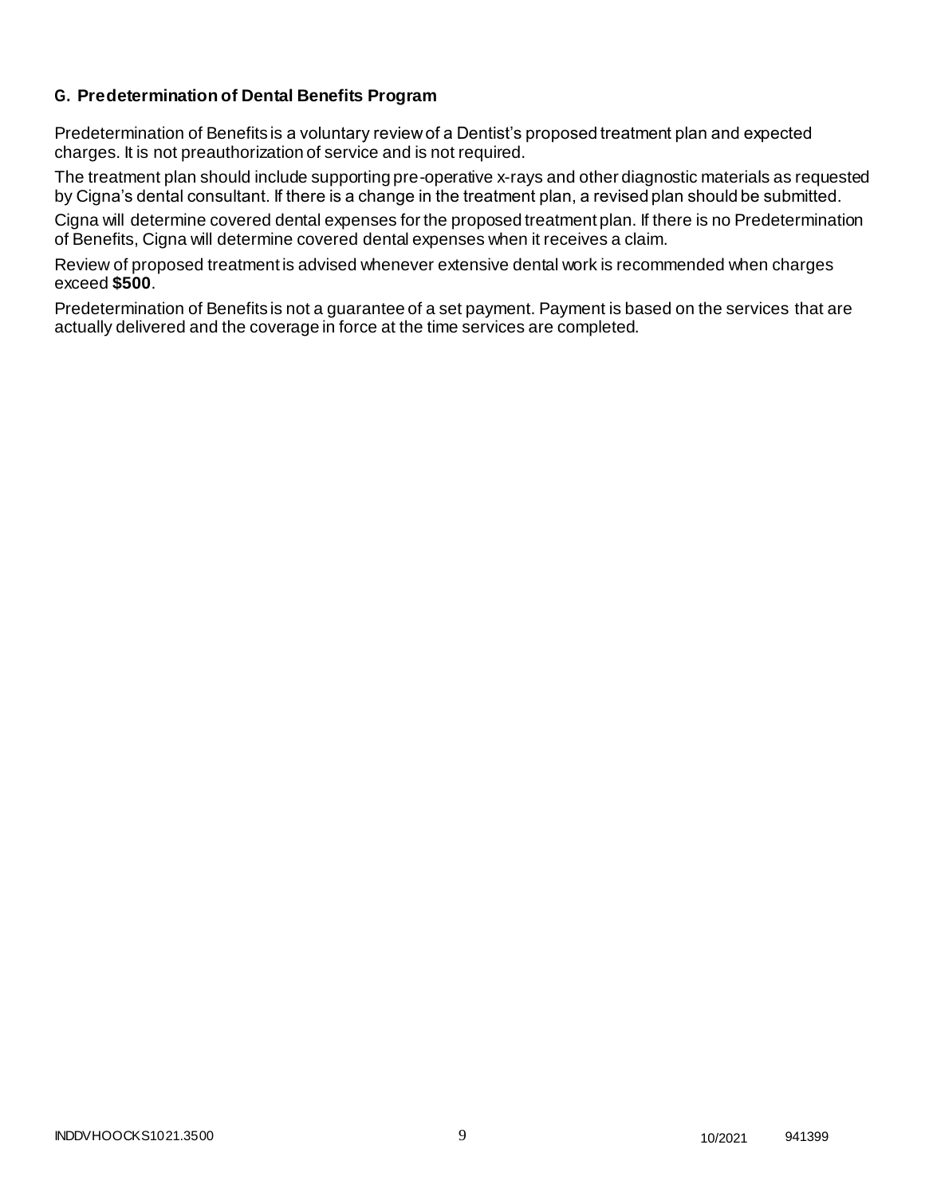### G. Predetermination of Dental Benefits Program

Predetermination of Benefits is a voluntary review of a Dentist's proposed treatment plan and expected charges. It is not preauthorization of service and is not required.

The treatment plan should include supporting pre-operative x-rays and other diagnostic materials as requested by Cigna's dental consultant. If there is a change in the treatment plan, a revised plan should be submitted.

Cigna will determine covered dental expenses for the proposed treatment plan. If there is no Predetermination of Benefits, Cigna will determine covered dental expenses when it receives a claim.

Review of proposed treatment is advised whenever extensive dental work is recommended when charges exceed **$500**.

Predetermination of Benefits is not a guarantee of a set payment. Payment is based on the services that are actually delivered and the coverage in force at the time services are completed.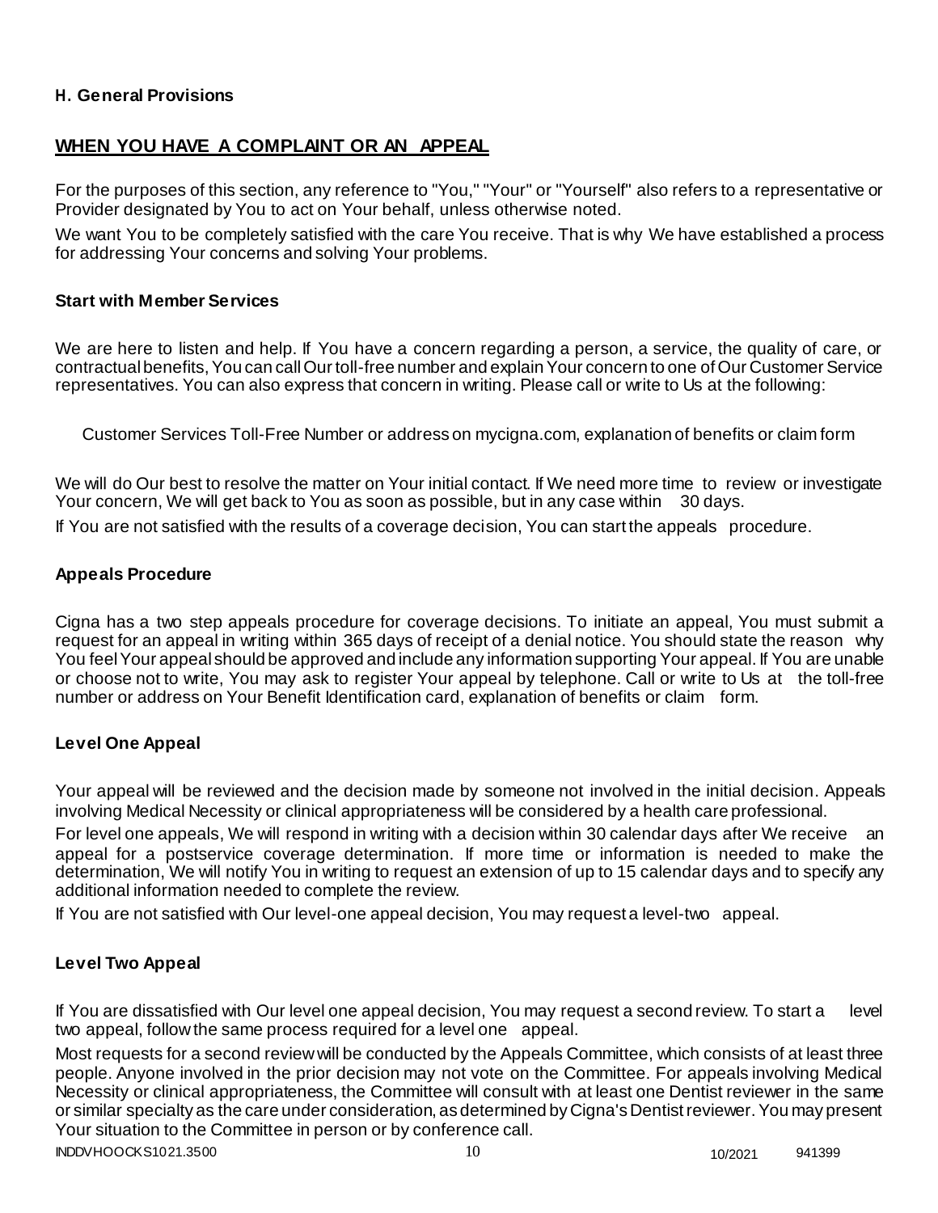**H. General Provisions**

## WHEN YOU HAVE A COMPLAINT OR AN APPEAL

For the purposes of this section, any reference to "You," "Your" or "Yourself" also refers to a representative or Provider designated by You to act on Your behalf, unless otherwise noted.

We want You to be completely satisfied with the care You receive. That is why We have established a process for addressing Your concerns and solving Your problems.

### Start with Member Services

We are here to listen and help. If You have a concern regarding a person, a service, the quality of care, or contractual benefits, You can call Our toll-free number and explain Your concern to one of Our Customer Service representatives. You can also express that concern in writing. Please call or write to Us at the following:

Customer Services Toll-Free Number or address on mycigna.com, explanation of benefits or claim form

We will do Our best to resolve the matter on Your initial contact. If We need more time to review or investigate Your concern, We will get back to You as soon as possible, but in any case within 30 days.

If You are not satisfied with the results of a coverage decision, You can start the appeals procedure.

### Appeals Procedure

Cigna has a two step appeals procedure for coverage decisions. To initiate an appeal, You must submit a request for an appeal in writing within 365 days of receipt of a denial notice. You should state the reason why You feel Your appeal should be approved and include any information supporting Your appeal. If You are unable or choose not to write, You may ask to register Your appeal by telephone. Call or write to Us at the toll-free number or address on Your Benefit Identification card, explanation of benefits or claim form.

### Level One Appeal

Your appeal will be reviewed and the decision made by someone not involved in the initial decision. Appeals involving Medical Necessity or clinical appropriateness will be considered by a health care professional.

For level one appeals, We will respond in writing with a decision within 30 calendar days after We receive an appeal for a postservice coverage determination. If more time or information is needed to make the determination, We will notify You in writing to request an extension of up to 15 calendar days and to specify any additional information needed to complete the review.

If You are not satisfied with Our level-one appeal decision, You may request a level-two appeal.

### Level Two Appeal

If You are dissatisfied with Our level one appeal decision, You may request a second review. To start a level two appeal, follow the same process required for a level one appeal.

Most requests for a second review will be conducted by the Appeals Committee, which consists of at least three people. Anyone involved in the prior decision may not vote on the Committee. For appeals involving Medical Necessity or clinical appropriateness, the Committee will consult with at least one Dentist reviewer in the same or similar specialty as the care under consideration, as determined by Cigna's Dentist reviewer. You may present Your situation to the Committee in person or by conference call.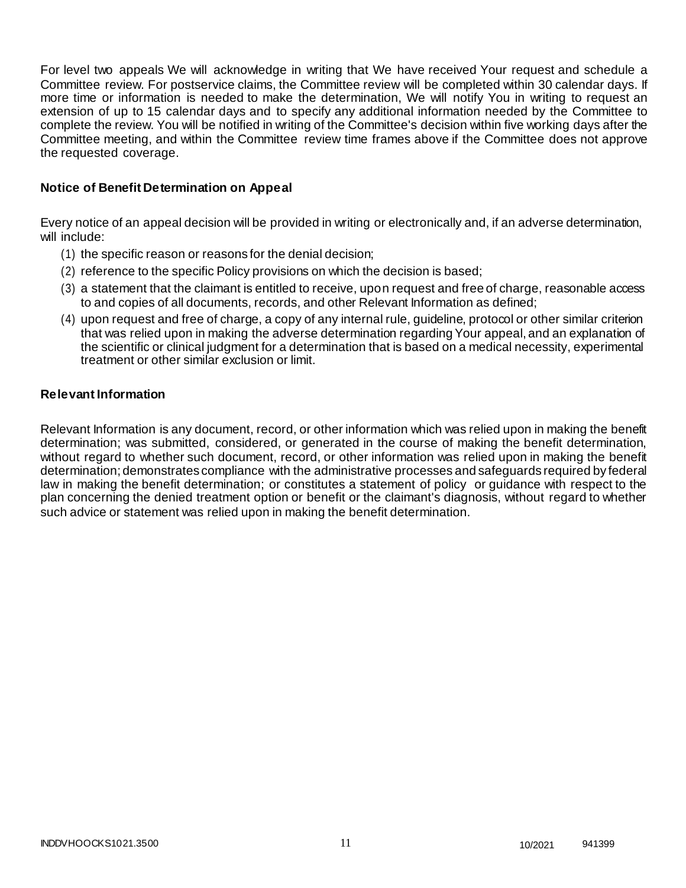For level two appeals We will acknowledge in writing that We have received Your request and schedule a Committee review. For postservice claims, the Committee review will be completed within 30 calendar days. If more time or information is needed to make the determination, We will notify You in writing to request an extension of up to 15 calendar days and to specify any additional information needed by the Committee to complete the review. You will be notified in writing of the Committee's decision within five working days after the Committee meeting, and within the Committee review time frames above if the Committee does not approve the requested coverage.

### Notice of Benefit Determination on Appeal

Every notice of an appeal decision will be provided in writing or electronically and, if an adverse determination, will include:

(1) the specific reason or reasons for the denial decision;

(2) reference to the specific Policy provisions on which the decision is based;

(3) a statement that the claimant is entitled to receive, upon request and free of charge, reasonable access to and copies of all documents, records, and other Relevant Information as defined;

(4) upon request and free of charge, a copy of any internal rule, guideline, protocol or other similar criterion that was relied upon in making the adverse determination regarding Your appeal, and an explanation of the scientific or clinical judgment for a determination that is based on a medical necessity, experimental treatment or other similar exclusion or limit.

### Relevant Information

Relevant Information is any document, record, or other information which was relied upon in making the benefit determination; was submitted, considered, or generated in the course of making the benefit determination, without regard to whether such document, record, or other information was relied upon in making the benefit determination; demonstrates compliance with the administrative processes and safeguards required by federal law in making the benefit determination; or constitutes a statement of policy or guidance with respect to the plan concerning the denied treatment option or benefit or the claimant's diagnosis, without regard to whether such advice or statement was relied upon in making the benefit determination.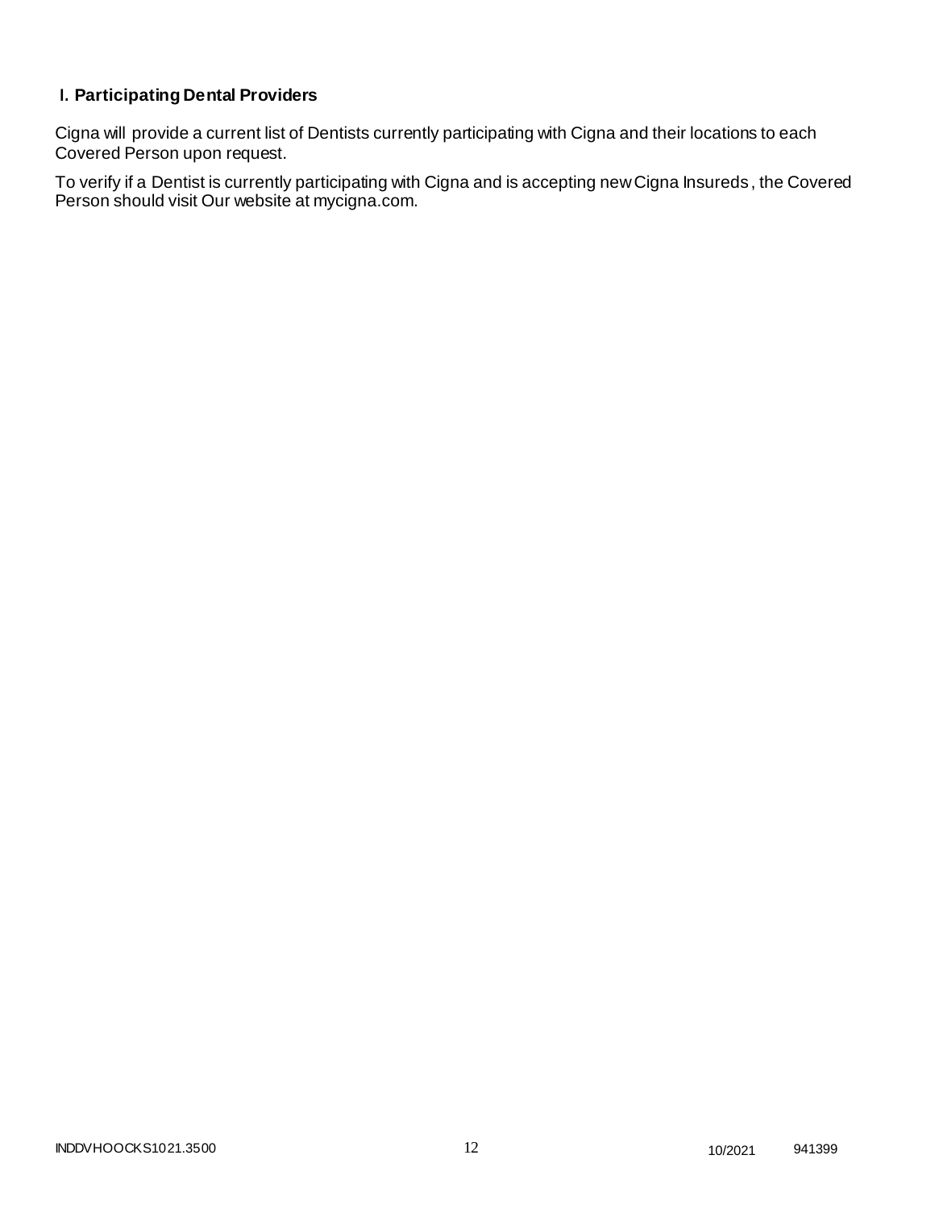### I. Participating Dental Providers

Cigna will provide a current list of Dentists currently participating with Cigna and their locations to each Covered Person upon request.

To verify if a Dentist is currently participating with Cigna and is accepting new Cigna Insureds, the Covered Person should visit Our website at mycigna.com.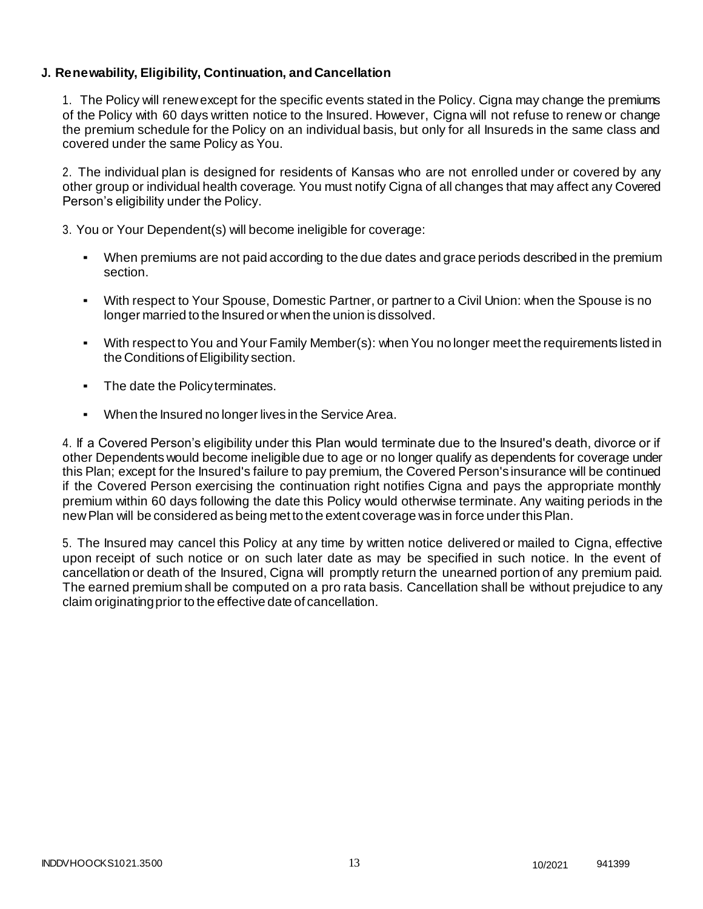### J. Renewability, Eligibility, Continuation, and Cancellation

1. The Policy will renew except for the specific events stated in the Policy. Cigna may change the premiums of the Policy with 60 days written notice to the Insured. However, Cigna will not refuse to renew or change the premium schedule for the Policy on an individual basis, but only for all Insureds in the same class and covered under the same Policy as You.

2. The individual plan is designed for residents of Kansas who are not enrolled under or covered by any other group or individual health coverage. You must notify Cigna of all changes that may affect any Covered Person's eligibility under the Policy.

3. You or Your Dependent(s) will become ineligible for coverage:

- When premiums are not paid according to the due dates and grace periods described in the premium section.
- With respect to Your Spouse, Domestic Partner, or partner to a Civil Union: when the Spouse is no longer married to the Insured or when the union is dissolved.
- With respect to You and Your Family Member(s): when You no longer meet the requirements listed in the Conditions of Eligibility section.
- The date the Policy terminates.
- When the Insured no longer lives in the Service Area.

4. If a Covered Person's eligibility under this Plan would terminate due to the Insured's death, divorce or if other Dependents would become ineligible due to age or no longer qualify as dependents for coverage under this Plan; except for the Insured's failure to pay premium, the Covered Person's insurance will be continued if the Covered Person exercising the continuation right notifies Cigna and pays the appropriate monthly premium within 60 days following the date this Policy would otherwise terminate. Any waiting periods in the new Plan will be considered as being met to the extent coverage was in force under this Plan.

5. The Insured may cancel this Policy at any time by written notice delivered or mailed to Cigna, effective upon receipt of such notice or on such later date as may be specified in such notice. In the event of cancellation or death of the Insured, Cigna will promptly return the unearned portion of any premium paid. The earned premium shall be computed on a pro rata basis. Cancellation shall be without prejudice to any claim originating prior to the effective date of cancellation.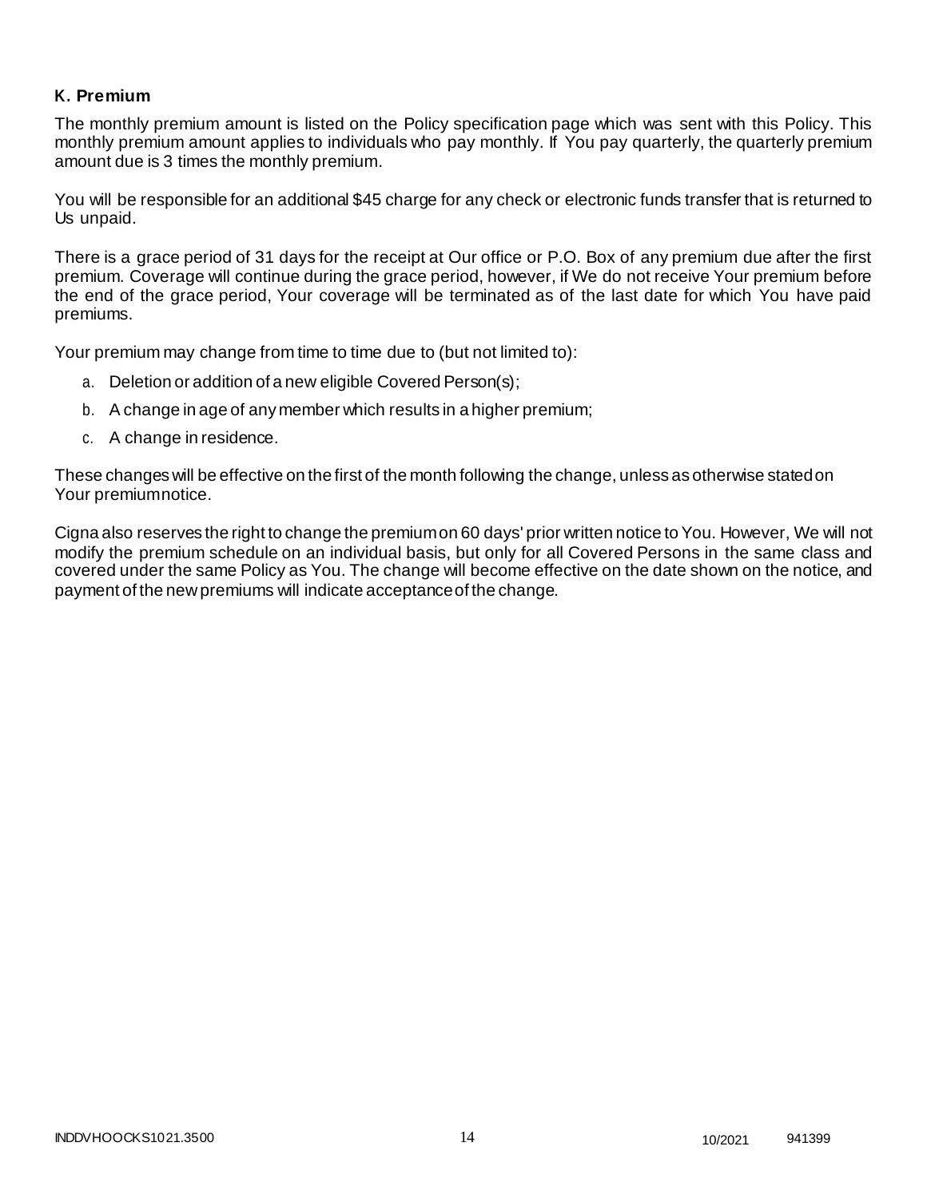### K. Premium

The monthly premium amount is listed on the Policy specification page which was sent with this Policy. This monthly premium amount applies to individuals who pay monthly. If You pay quarterly, the quarterly premium amount due is 3 times the monthly premium.

You will be responsible for an additional $45 charge for any check or electronic funds transfer that is returned to Us unpaid.

There is a grace period of 31 days for the receipt at Our office or P.O. Box of any premium due after the first premium. Coverage will continue during the grace period, however, if We do not receive Your premium before the end of the grace period, Your coverage will be terminated as of the last date for which You have paid premiums.

Your premium may change from time to time due to (but not limited to):

a. Deletion or addition of a new eligible Covered Person(s);
b. A change in age of any member which results in a higher premium;
c. A change in residence.

These changes will be effective on the first of the month following the change, unless as otherwise stated on Your premium notice.

Cigna also reserves the right to change the premium on 60 days' prior written notice to You. However, We will not modify the premium schedule on an individual basis, but only for all Covered Persons in the same class and covered under the same Policy as You. The change will become effective on the date shown on the notice, and payment of the new premiums will indicate acceptance of the change.